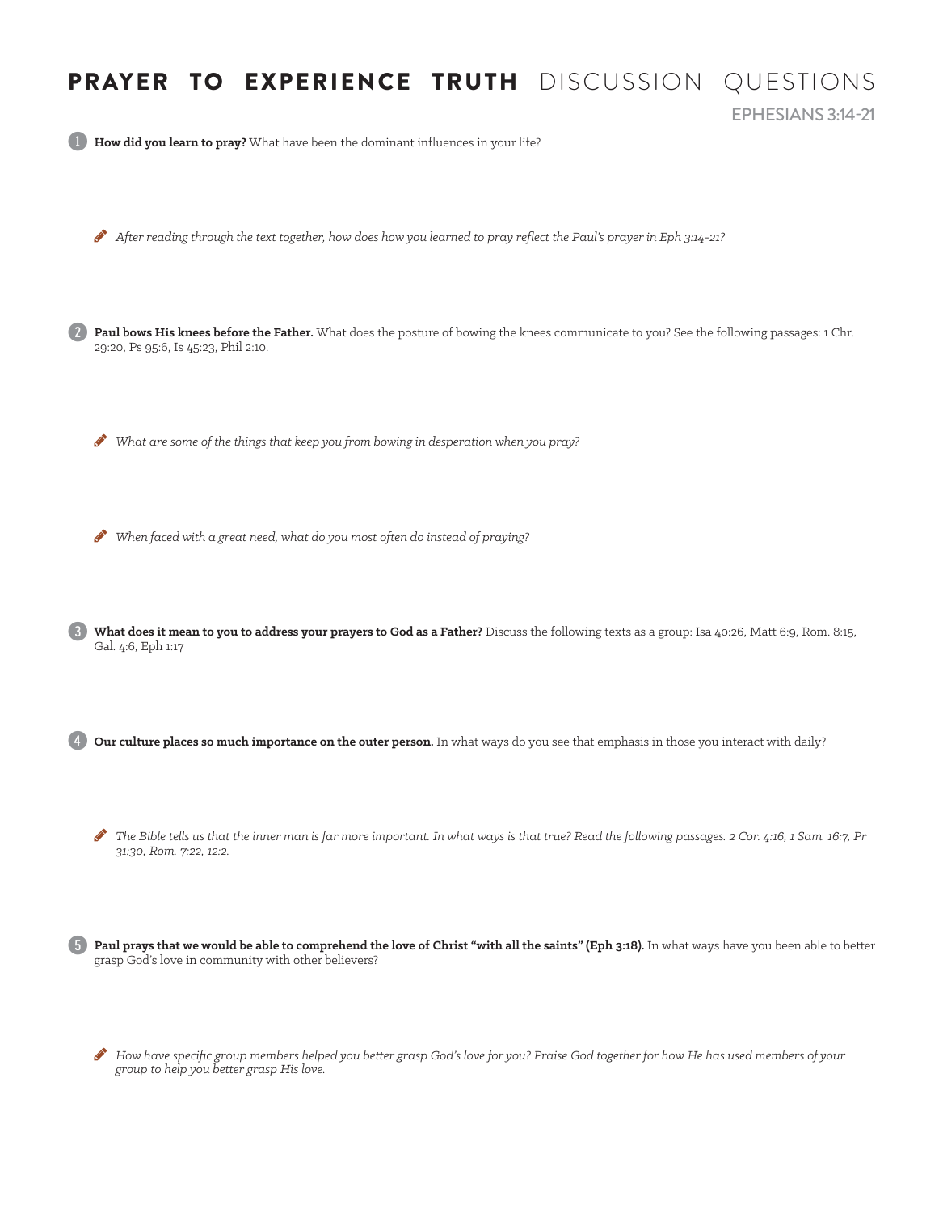# **PRAYER TO EXPERIENCE TRUTH** DISCUSSION QUESTIONS

EPHESIANS 3:14-21

1. **How did you learn to pray?** What have been the dominant influences in your life?

   - *After reading through the text together, how does how you learned to pray reflect the Paul's prayer in Eph 3:14-21?*

2. **Paul bows His knees before the Father.** What does the posture of bowing the knees communicate to you? See the following passages: 1 Chr. 29:20, Ps 95:6, Is 45:23, Phil 2:10.

   - *What are some of the things that keep you from bowing in desperation when you pray?*

   - *When faced with a great need, what do you most often do instead of praying?*

3. **What does it mean to you to address your prayers to God as a Father?** Discuss the following texts as a group: Isa 40:26, Matt 6:9, Rom. 8:15, Gal. 4:6, Eph 1:17

4. **Our culture places so much importance on the outer person.** In what ways do you see that emphasis in those you interact with daily?

   - *The Bible tells us that the inner man is far more important. In what ways is that true? Read the following passages. 2 Cor. 4:16, 1 Sam. 16:7, Pr 31:30, Rom. 7:22, 12:2.*

5. **Paul prays that we would be able to comprehend the love of Christ "with all the saints" (Eph 3:18).** In what ways have you been able to better grasp God's love in community with other believers?

   - *How have specific group members helped you better grasp God's love for you? Praise God together for how He has used members of your group to help you better grasp His love.*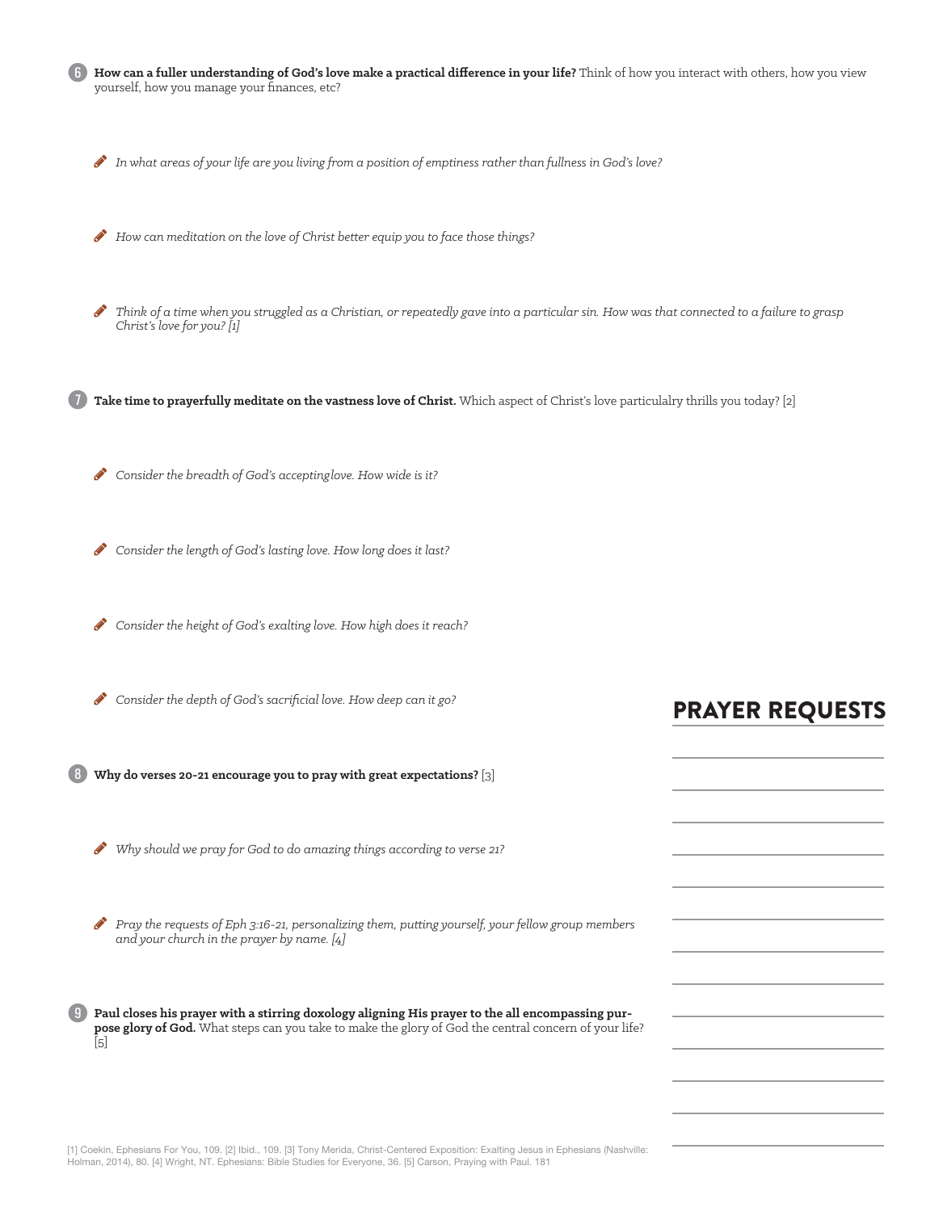6. **How can a fuller understanding of God's love make a practical difference in your life?** Think of how you interact with others, how you view yourself, how you manage your finances, etc?

   - *In what areas of your life are you living from a position of emptiness rather than fullness in God's love?*

   - *How can meditation on the love of Christ better equip you to face those things?*

   - *Think of a time when you struggled as a Christian, or repeatedly gave into a particular sin. How was that connected to a failure to grasp Christ's love for you? [1]*

7. **Take time to prayerfully meditate on the vastness love of Christ.** Which aspect of Christ's love particularly thrills you today? [2]

   - *Consider the breadth of God's acceptinglove. How wide is it?*

   - *Consider the length of God's lasting love. How long does it last?*

   - *Consider the height of God's exalting love. How high does it reach?*

   - *Consider the depth of God's sacrificial love. How deep can it go?*

8. **Why do verses 20-21 encourage you to pray with great expectations?** [3]

   - *Why should we pray for God to do amazing things according to verse 21?*

   - *Pray the requests of Eph 3:16-21, personalizing them, putting yourself, your fellow group members and your church in the prayer by name. [4]*

9. **Paul closes his prayer with a stirring doxology aligning His prayer to the all encompassing purpose glory of God.** What steps can you take to make the glory of God the central concern of your life? [5]

## PRAYER REQUESTS

[1] Coekin, Ephesians For You, 109. [2] Ibid., 109. [3] Tony Merida, Christ-Centered Exposition: Exalting Jesus in Ephesians (Nashville: Holman, 2014), 80. [4] Wright, NT. Ephesians: Bible Studies for Everyone, 36. [5] Carson, Praying with Paul. 181